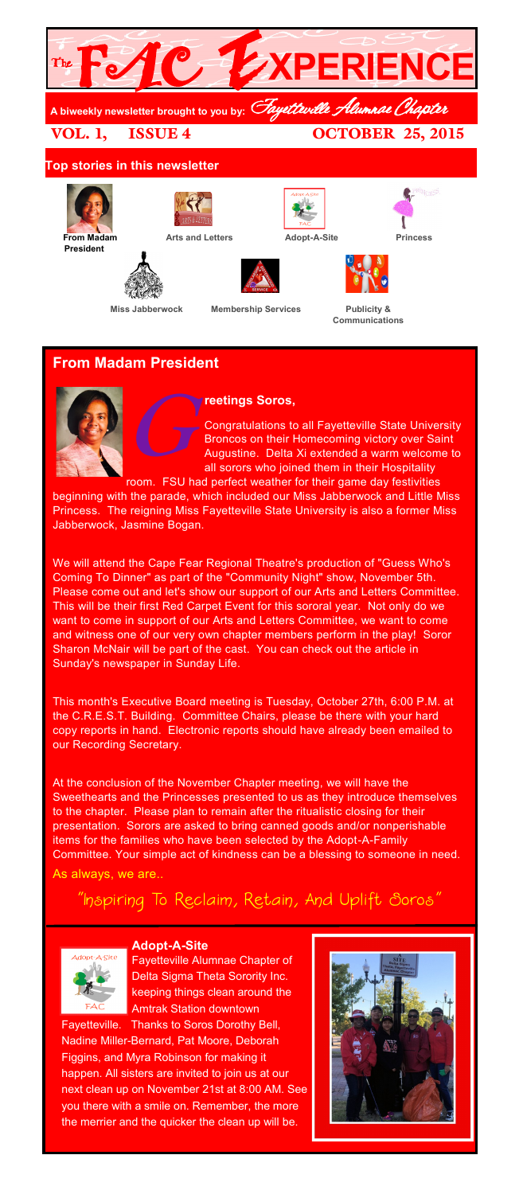# The FAC EXPERIENCE

**A biweekly newsletter brought to you by:** *Fayetteville Alumnae Chapter*

**VOL. 1, ISSUE 4** **OCTOBER 25, 2015**

## Top stories in this newsletter

- **From Madam President**
- **Arts and Letters**
- **Adopt-A-Site**
- **Princess**
- **Miss Jabberwock**
- **Membership Services**
- **Publicity & Communications**

## From Madam President

**Greetings Soros,**

Congratulations to all Fayetteville State University Broncos on their Homecoming victory over Saint Augustine. Delta Xi extended a warm welcome to all sorors who joined them in their Hospitality room. FSU had perfect weather for their game day festivities beginning with the parade, which included our Miss Jabberwock and Little Miss Princess. The reigning Miss Fayetteville State University is also a former Miss Jabberwock, Jasmine Bogan.

We will attend the Cape Fear Regional Theatre's production of "Guess Who's Coming To Dinner" as part of the "Community Night" show, November 5th. Please come out and let's show our support of our Arts and Letters Committee. This will be their first Red Carpet Event for this sororal year. Not only do we want to come in support of our Arts and Letters Committee, we want to come and witness one of our very own chapter members perform in the play! Soror Sharon McNair will be part of the cast. You can check out the article in Sunday's newspaper in Sunday Life.

This month's Executive Board meeting is Tuesday, October 27th, 6:00 P.M. at the C.R.E.S.T. Building. Committee Chairs, please be there with your hard copy reports in hand. Electronic reports should have already been emailed to our Recording Secretary.

At the conclusion of the November Chapter meeting, we will have the Sweethearts and the Princesses presented to us as they introduce themselves to the chapter. Please plan to remain after the ritualistic closing for their presentation. Sorors are asked to bring canned goods and/or nonperishable items for the families who have been selected by the Adopt-A-Family Committee. Your simple act of kindness can be a blessing to someone in need.

As always, we are..

*"Inspiring To Reclaim, Retain, And Uplift Soros"*

### Adopt-A-Site

Fayetteville Alumnae Chapter of Delta Sigma Theta Sorority Inc. keeping things clean around the Amtrak Station downtown Fayetteville. Thanks to Soros Dorothy Bell, Nadine Miller-Bernard, Pat Moore, Deborah Figgins, and Myra Robinson for making it happen. All sisters are invited to join us at our next clean up on November 21st at 8:00 AM. See you there with a smile on. Remember, the more the merrier and the quicker the clean up will be.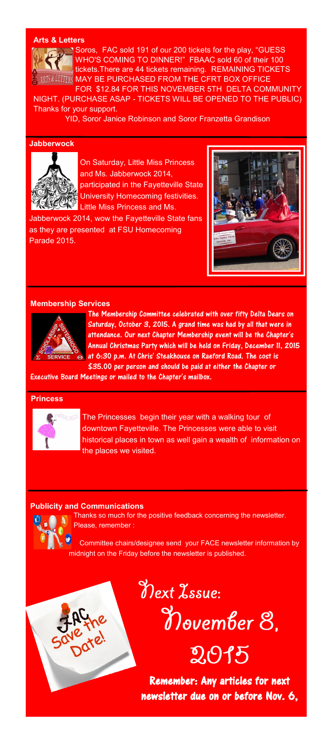## Arts & Letters

Soros, FAC sold 191 of our 200 tickets for the play, "GUESS WHO'S COMING TO DINNER!" FBAAC sold 60 of their 100 tickets.There are 44 tickets remaining. REMAINING TICKETS MAY BE PURCHASED FROM THE CFRT BOX OFFICE FOR $12.84 FOR THIS NOVEMBER 5TH DELTA COMMUNITY NIGHT. (PURCHASE ASAP - TICKETS WILL BE OPENED TO THE PUBLIC) Thanks for your support.

YID, Soror Janice Robinson and Soror Franzetta Grandison

## Jabberwock

On Saturday, Little Miss Princess and Ms. Jabberwock 2014, participated in the Fayetteville State University Homecoming festivities. Little Miss Princess and Ms. Jabberwock 2014, wow the Fayetteville State fans as they are presented at FSU Homecoming Parade 2015.

## Membership Services

The Membership Committee celebrated with over fifty Delta Dears on Saturday, October 3, 2015. A grand time was had by all that were in attendance. Our next Chapter Membership event will be the Chapter's Annual Christmas Party which will be held on Friday, December 11, 2015 at 6:30 p.m. At Chris' Steakhouse on Raeford Road. The cost is $35.00 per person and should be paid at either the Chapter or Executive Board Meetings or mailed to the Chapter's mailbox.

## Princess

The Princesses begin their year with a walking tour of downtown Fayetteville. The Princesses were able to visit historical places in town as well gain a wealth of information on the places we visited.

## Publicity and Communications

Thanks so much for the positive feedback concerning the newsletter. Please, remember :

Committee chairs/designee send your FACE newsletter information by midnight on the Friday before the newsletter is published.

FAC Save the Date!

# Next Issue: November 8, 2015

**Remember: Any articles for next newsletter due on or before Nov. 6,**